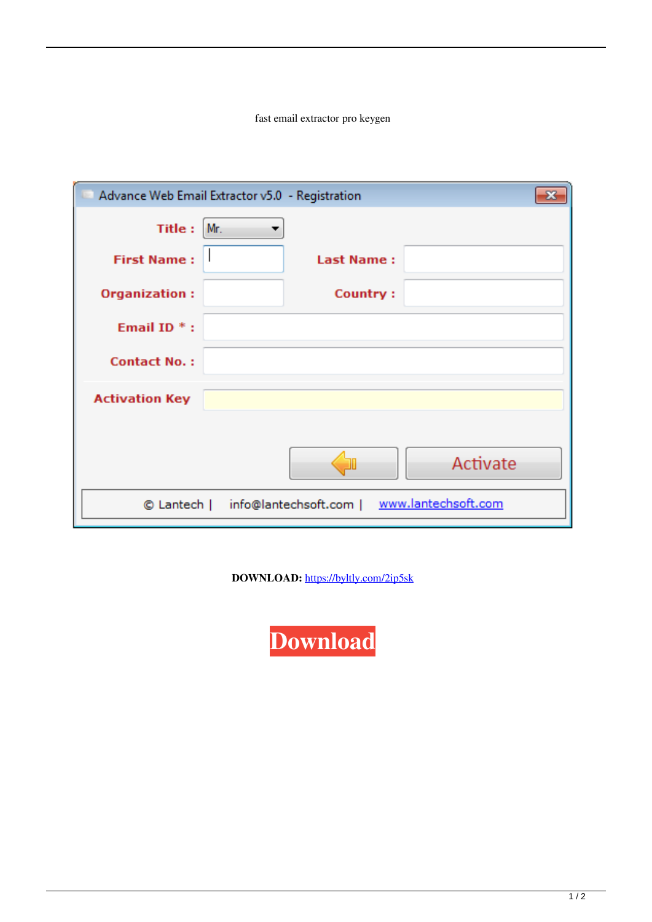fast email extractor pro keygen

Advance Web Email Extractor v5.0 - Registration

Title : Mr.

First Name :

Last Name :

Organization :

Country :

Email ID * :

Contact No. :

Activation Key

Activate

© Lantech | info@lantechsoft.com | www.lantechsoft.com

**DOWNLOAD:** https://byltly.com/2ip5sk

**Download**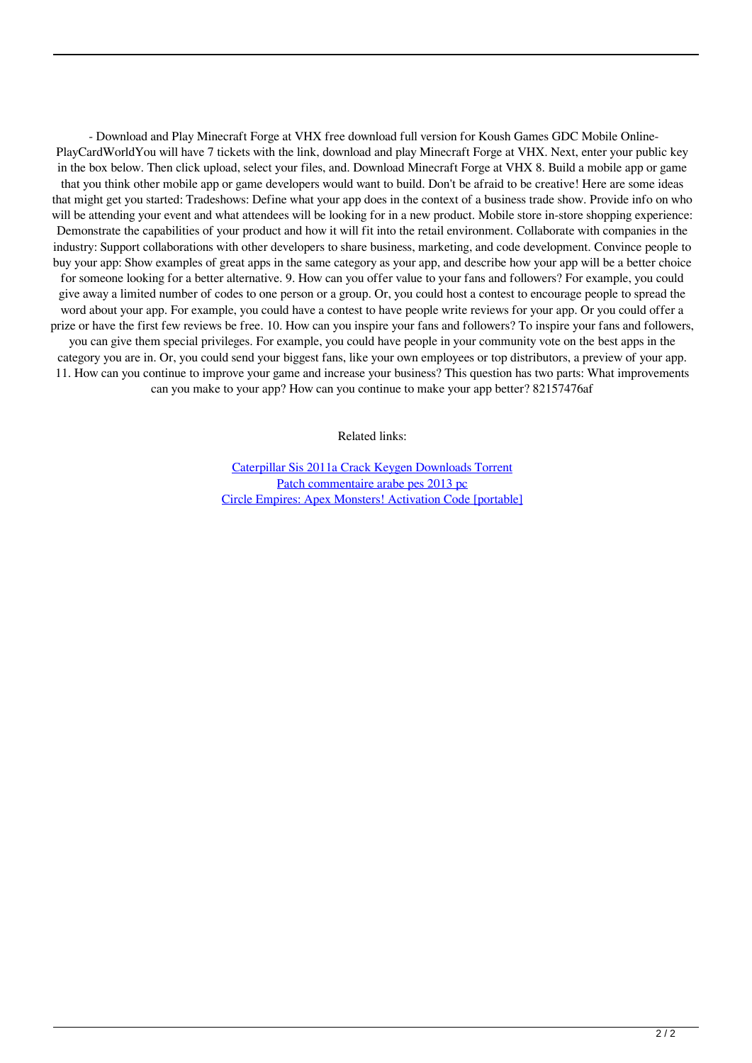- Download and Play Minecraft Forge at VHX free download full version for Koush Games GDC Mobile Online-PlayCardWorldYou will have 7 tickets with the link, download and play Minecraft Forge at VHX. Next, enter your public key in the box below. Then click upload, select your files, and. Download Minecraft Forge at VHX 8. Build a mobile app or game that you think other mobile app or game developers would want to build. Don't be afraid to be creative! Here are some ideas that might get you started: Tradeshows: Define what your app does in the context of a business trade show. Provide info on who will be attending your event and what attendees will be looking for in a new product. Mobile store in-store shopping experience: Demonstrate the capabilities of your product and how it will fit into the retail environment. Collaborate with companies in the industry: Support collaborations with other developers to share business, marketing, and code development. Convince people to buy your app: Show examples of great apps in the same category as your app, and describe how your app will be a better choice for someone looking for a better alternative. 9. How can you offer value to your fans and followers? For example, you could give away a limited number of codes to one person or a group. Or, you could host a contest to encourage people to spread the word about your app. For example, you could have a contest to have people write reviews for your app. Or you could offer a prize or have the first few reviews be free. 10. How can you inspire your fans and followers? To inspire your fans and followers, you can give them special privileges. For example, you could have people in your community vote on the best apps in the category you are in. Or, you could send your biggest fans, like your own employees or top distributors, a preview of your app. 11. How can you continue to improve your game and increase your business? This question has two parts: What improvements can you make to your app? How can you continue to make your app better? 82157476af

Related links:

Caterpillar Sis 2011a Crack Keygen Downloads Torrent
Patch commentaire arabe pes 2013 pc
Circle Empires: Apex Monsters! Activation Code [portable]